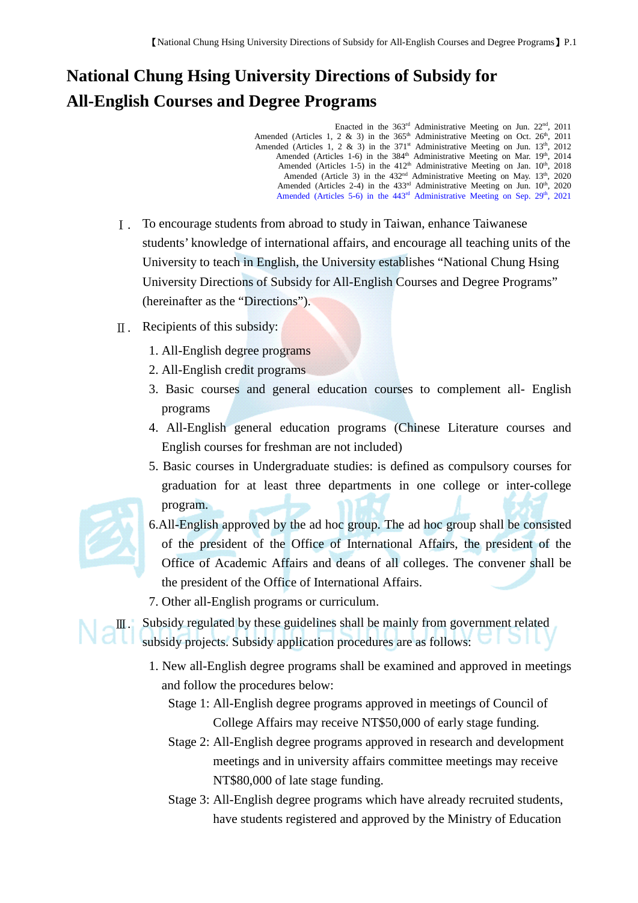# National Chung Hsing University Directions of Subsidy for All-English Courses and Degree Programs

Enacted in the 363rd Administrative Meeting on Jun. 22nd, 2011
Amended (Articles 1, 2 & 3) in the 365th Administrative Meeting on Oct. 26th, 2011
Amended (Articles 1, 2 & 3) in the 371st Administrative Meeting on Jun. 13th, 2012
Amended (Articles 1-6) in the 384th Administrative Meeting on Mar. 19th, 2014
Amended (Articles 1-5) in the 412th Administrative Meeting on Jan. 10th, 2018
Amended (Article 3) in the 432nd Administrative Meeting on May. 13th, 2020
Amended (Articles 2-4) in the 433rd Administrative Meeting on Jun. 10th, 2020
Amended (Articles 5-6) in the 443rd Administrative Meeting on Sep. 29th, 2021

Ⅰ. To encourage students from abroad to study in Taiwan, enhance Taiwanese students' knowledge of international affairs, and encourage all teaching units of the University to teach in English, the University establishes "National Chung Hsing University Directions of Subsidy for All-English Courses and Degree Programs" (hereinafter as the "Directions").

Ⅱ. Recipients of this subsidy:

1. All-English degree programs
2. All-English credit programs
3. Basic courses and general education courses to complement all- English programs
4. All-English general education programs (Chinese Literature courses and English courses for freshman are not included)
5. Basic courses in Undergraduate studies: is defined as compulsory courses for graduation for at least three departments in one college or inter-college program.
6. All-English approved by the ad hoc group. The ad hoc group shall be consisted of the president of the Office of International Affairs, the president of the Office of Academic Affairs and deans of all colleges. The convener shall be the president of the Office of International Affairs.
7. Other all-English programs or curriculum.

Ⅲ. Subsidy regulated by these guidelines shall be mainly from government related subsidy projects. Subsidy application procedures are as follows:

1. New all-English degree programs shall be examined and approved in meetings and follow the procedures below:

   Stage 1: All-English degree programs approved in meetings of Council of College Affairs may receive NT$50,000 of early stage funding.

   Stage 2: All-English degree programs approved in research and development meetings and in university affairs committee meetings may receive NT$80,000 of late stage funding.

   Stage 3: All-English degree programs which have already recruited students, have students registered and approved by the Ministry of Education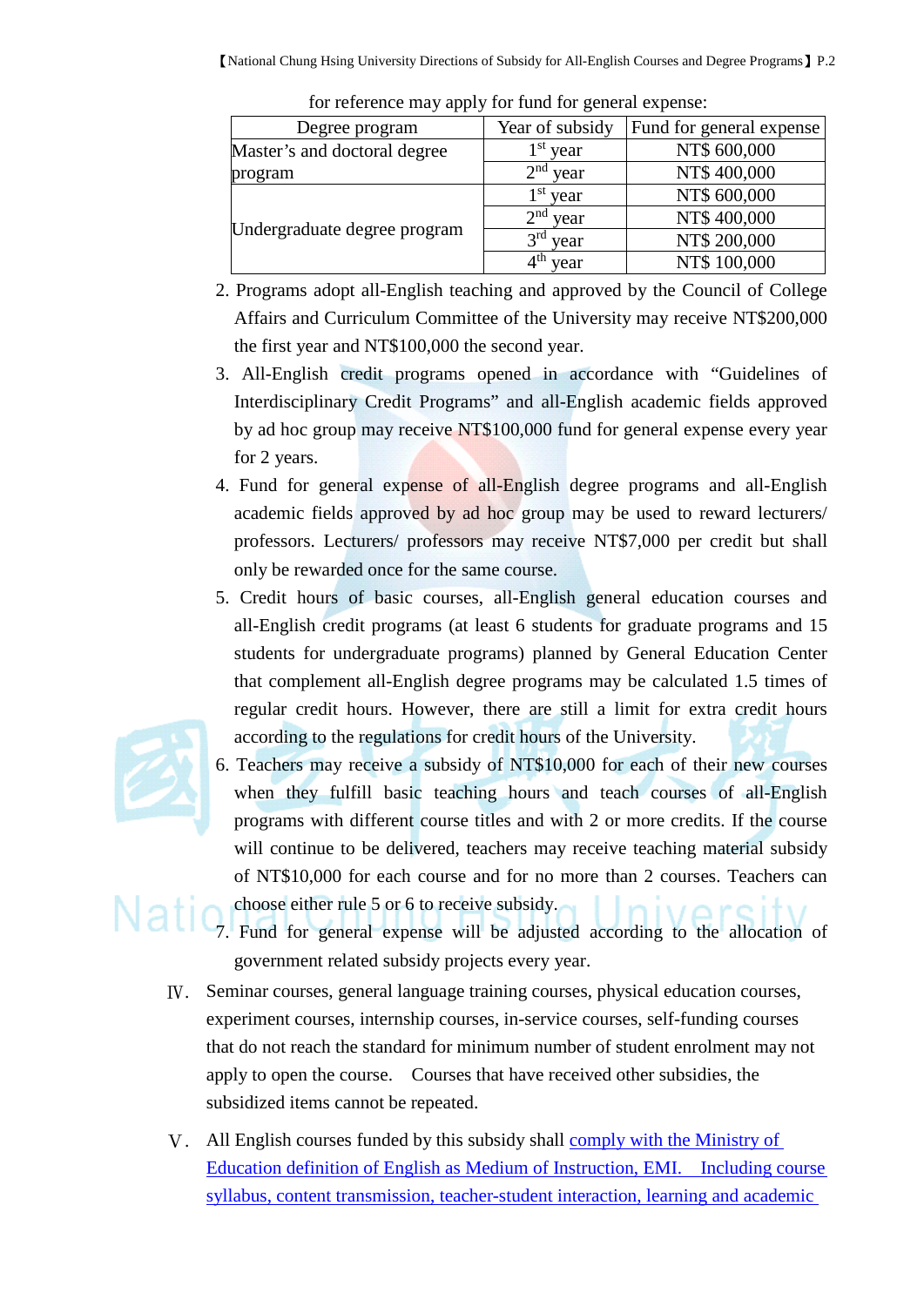for reference may apply for fund for general expense:

| Degree program | Year of subsidy | Fund for general expense |
|---|---|---|
| Master's and doctoral degree program | 1st year | NT$ 600,000 |
| | 2nd year | NT$ 400,000 |
| Undergraduate degree program | 1st year | NT$ 600,000 |
| | 2nd year | NT$ 400,000 |
| | 3rd year | NT$ 200,000 |
| | 4th year | NT$ 100,000 |

2. Programs adopt all-English teaching and approved by the Council of College Affairs and Curriculum Committee of the University may receive NT$200,000 the first year and NT$100,000 the second year.
3. All-English credit programs opened in accordance with "Guidelines of Interdisciplinary Credit Programs" and all-English academic fields approved by ad hoc group may receive NT$100,000 fund for general expense every year for 2 years.
4. Fund for general expense of all-English degree programs and all-English academic fields approved by ad hoc group may be used to reward lecturers/ professors. Lecturers/ professors may receive NT$7,000 per credit but shall only be rewarded once for the same course.
5. Credit hours of basic courses, all-English general education courses and all-English credit programs (at least 6 students for graduate programs and 15 students for undergraduate programs) planned by General Education Center that complement all-English degree programs may be calculated 1.5 times of regular credit hours. However, there are still a limit for extra credit hours according to the regulations for credit hours of the University.
6. Teachers may receive a subsidy of NT$10,000 for each of their new courses when they fulfill basic teaching hours and teach courses of all-English programs with different course titles and with 2 or more credits. If the course will continue to be delivered, teachers may receive teaching material subsidy of NT$10,000 for each course and for no more than 2 courses. Teachers can choose either rule 5 or 6 to receive subsidy.
7. Fund for general expense will be adjusted according to the allocation of government related subsidy projects every year.

Ⅳ. Seminar courses, general language training courses, physical education courses, experiment courses, internship courses, in-service courses, self-funding courses that do not reach the standard for minimum number of student enrolment may not apply to open the course. Courses that have received other subsidies, the subsidized items cannot be repeated.

Ⅴ. All English courses funded by this subsidy shall comply with the Ministry of Education definition of English as Medium of Instruction, EMI. Including course syllabus, content transmission, teacher-student interaction, learning and academic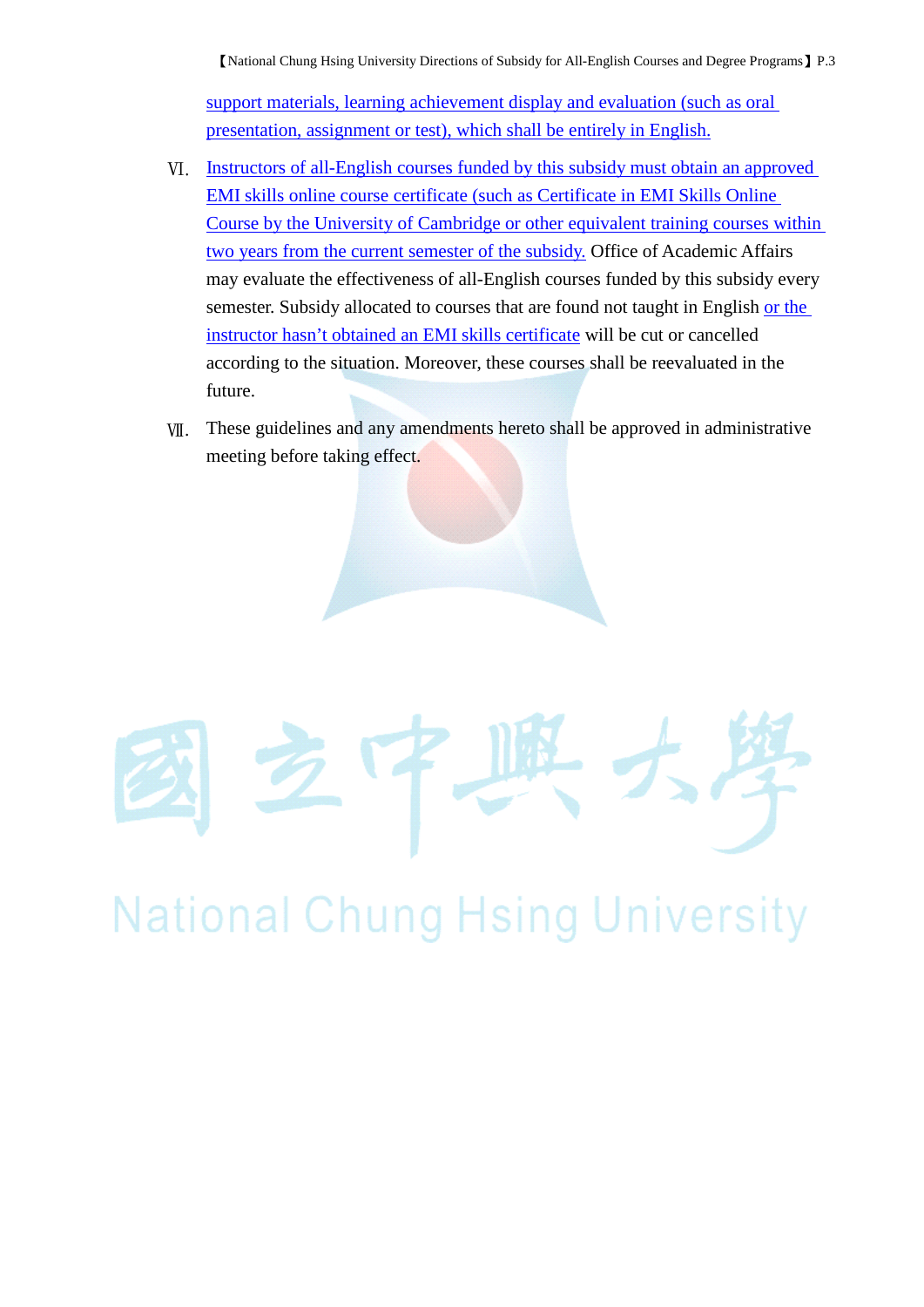support materials, learning achievement display and evaluation (such as oral presentation, assignment or test), which shall be entirely in English.

Ⅵ. Instructors of all-English courses funded by this subsidy must obtain an approved EMI skills online course certificate (such as Certificate in EMI Skills Online Course by the University of Cambridge or other equivalent training courses within two years from the current semester of the subsidy. Office of Academic Affairs may evaluate the effectiveness of all-English courses funded by this subsidy every semester. Subsidy allocated to courses that are found not taught in English or the instructor hasn't obtained an EMI skills certificate will be cut or cancelled according to the situation. Moreover, these courses shall be reevaluated in the future.

Ⅶ. These guidelines and any amendments hereto shall be approved in administrative meeting before taking effect.